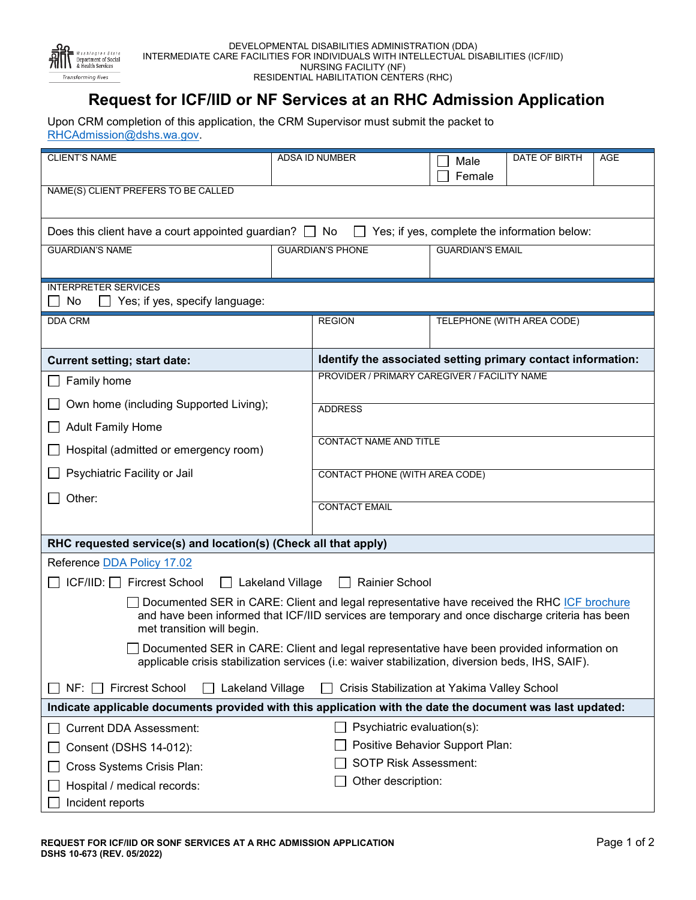DEVELOPMENTAL DISABILITIES ADMINISTRATION (DDA)
INTERMEDIATE CARE FACILITIES FOR INDIVIDUALS WITH INTELLECTUAL DISABILITIES (ICF/IID)
NURSING FACILITY (NF)
RESIDENTIAL HABILITATION CENTERS (RHC)

# Request for ICF/IID or NF Services at an RHC Admission Application

Upon CRM completion of this application, the CRM Supervisor must submit the packet to RHCAdmission@dshs.wa.gov.

| CLIENT'S NAME | ADSA ID NUMBER | ☐ Male ☐ Female | DATE OF BIRTH | AGE |
|---|---|---|---|---|
| | | | | |

NAME(S) CLIENT PREFERS TO BE CALLED

Does this client have a court appointed guardian? ☐ No ☐ Yes; if yes, complete the information below:

| GUARDIAN'S NAME | GUARDIAN'S PHONE | GUARDIAN'S EMAIL |
|---|---|---|
| | | |

INTERPRETER SERVICES
☐ No ☐ Yes; if yes, specify language:

| DDA CRM | REGION | TELEPHONE (WITH AREA CODE) |
|---|---|---|
| | | |

| **Current setting; start date:** | **Identify the associated setting primary contact information:** |
|---|---|
| ☐ Family home | PROVIDER / PRIMARY CAREGIVER / FACILITY NAME |
| ☐ Own home (including Supported Living); | ADDRESS |
| ☐ Adult Family Home | |
| ☐ Hospital (admitted or emergency room) | CONTACT NAME AND TITLE |
| ☐ Psychiatric Facility or Jail | CONTACT PHONE (WITH AREA CODE) |
| ☐ Other: | CONTACT EMAIL |

**RHC requested service(s) and location(s) (Check all that apply)**

Reference DDA Policy 17.02

☐ ICF/IID: ☐ Fircrest School ☐ Lakeland Village ☐ Rainier School

☐ Documented SER in CARE: Client and legal representative have received the RHC ICF brochure and have been informed that ICF/IID services are temporary and once discharge criteria has been met transition will begin.

☐ Documented SER in CARE: Client and legal representative have been provided information on applicable crisis stabilization services (i.e: waiver stabilization, diversion beds, IHS, SAIF).

☐ NF: ☐ Fircrest School ☐ Lakeland Village ☐ Crisis Stabilization at Yakima Valley School

**Indicate applicable documents provided with this application with the date the document was last updated:**

| | |
|---|---|
| ☐ Current DDA Assessment: | ☐ Psychiatric evaluation(s): |
| ☐ Consent (DSHS 14-012): | ☐ Positive Behavior Support Plan: |
| ☐ Cross Systems Crisis Plan: | ☐ SOTP Risk Assessment: |
| ☐ Hospital / medical records: | ☐ Other description: |
| ☐ Incident reports | |

REQUEST FOR ICF/IID OR SONF SERVICES AT A RHC ADMISSION APPLICATION
DSHS 10-673 (REV. 05/2022)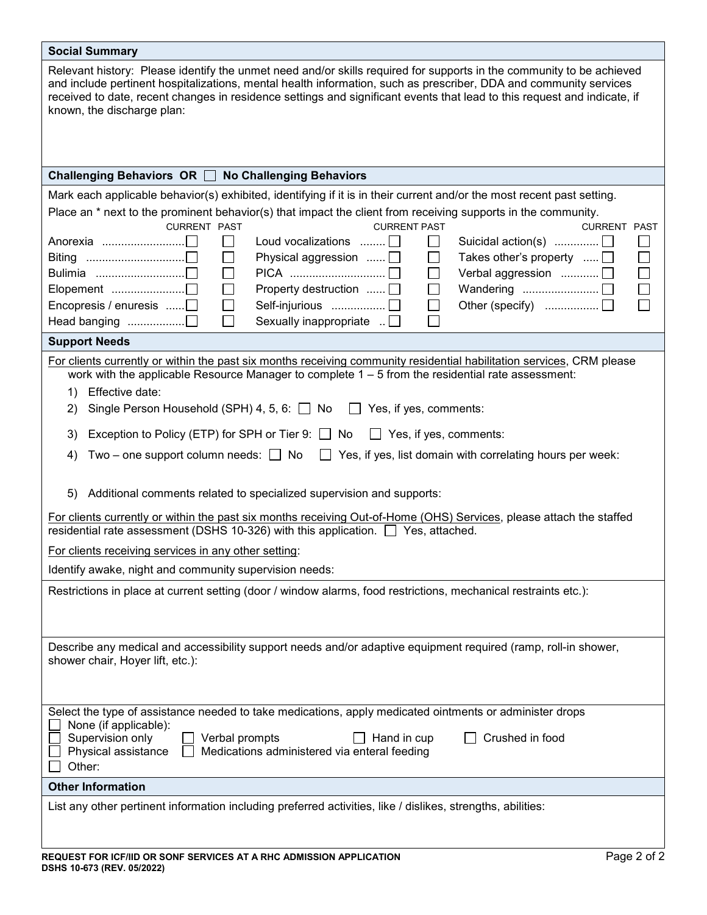## Social Summary

Relevant history: Please identify the unmet need and/or skills required for supports in the community to be achieved and include pertinent hospitalizations, mental health information, such as prescriber, DDA and community services received to date, recent changes in residence settings and significant events that lead to this request and indicate, if known, the discharge plan:

## Challenging Behaviors OR ☐ No Challenging Behaviors

Mark each applicable behavior(s) exhibited, identifying if it is in their current and/or the most recent past setting.

Place an * next to the prominent behavior(s) that impact the client from receiving supports in the community.

| | CURRENT | PAST | | CURRENT | PAST | | CURRENT | PAST |
|---|---|---|---|---|---|---|---|---|
| Anorexia | ☐ | ☐ | Loud vocalizations | ☐ | ☐ | Suicidal action(s) | ☐ | ☐ |
| Biting | ☐ | ☐ | Physical aggression | ☐ | ☐ | Takes other's property | ☐ | ☐ |
| Bulimia | ☐ | ☐ | PICA | ☐ | ☐ | Verbal aggression | ☐ | ☐ |
| Elopement | ☐ | ☐ | Property destruction | ☐ | ☐ | Wandering | ☐ | ☐ |
| Encopresis / enuresis | ☐ | ☐ | Self-injurious | ☐ | ☐ | Other (specify) | ☐ | ☐ |
| Head banging | ☐ | ☐ | Sexually inappropriate | ☐ | ☐ | | | |

## Support Needs

For clients currently or within the past six months receiving community residential habilitation services, CRM please work with the applicable Resource Manager to complete 1 – 5 from the residential rate assessment:

1) Effective date:
2) Single Person Household (SPH) 4, 5, 6: ☐ No ☐ Yes, if yes, comments:
3) Exception to Policy (ETP) for SPH or Tier 9: ☐ No ☐ Yes, if yes, comments:
4) Two – one support column needs: ☐ No ☐ Yes, if yes, list domain with correlating hours per week:
5) Additional comments related to specialized supervision and supports:

For clients currently or within the past six months receiving Out-of-Home (OHS) Services, please attach the staffed residential rate assessment (DSHS 10-326) with this application. ☐ Yes, attached.

For clients receiving services in any other setting:

Identify awake, night and community supervision needs:

Restrictions in place at current setting (door / window alarms, food restrictions, mechanical restraints etc.):

Describe any medical and accessibility support needs and/or adaptive equipment required (ramp, roll-in shower, shower chair, Hoyer lift, etc.):

Select the type of assistance needed to take medications, apply medicated ointments or administer drops

☐ None (if applicable):
☐ Supervision only ☐ Verbal prompts ☐ Hand in cup ☐ Crushed in food
☐ Physical assistance ☐ Medications administered via enteral feeding
☐ Other:

## Other Information

List any other pertinent information including preferred activities, like / dislikes, strengths, abilities:

REQUEST FOR ICF/IID OR SONF SERVICES AT A RHC ADMISSION APPLICATION
DSHS 10-673 (REV. 05/2022)